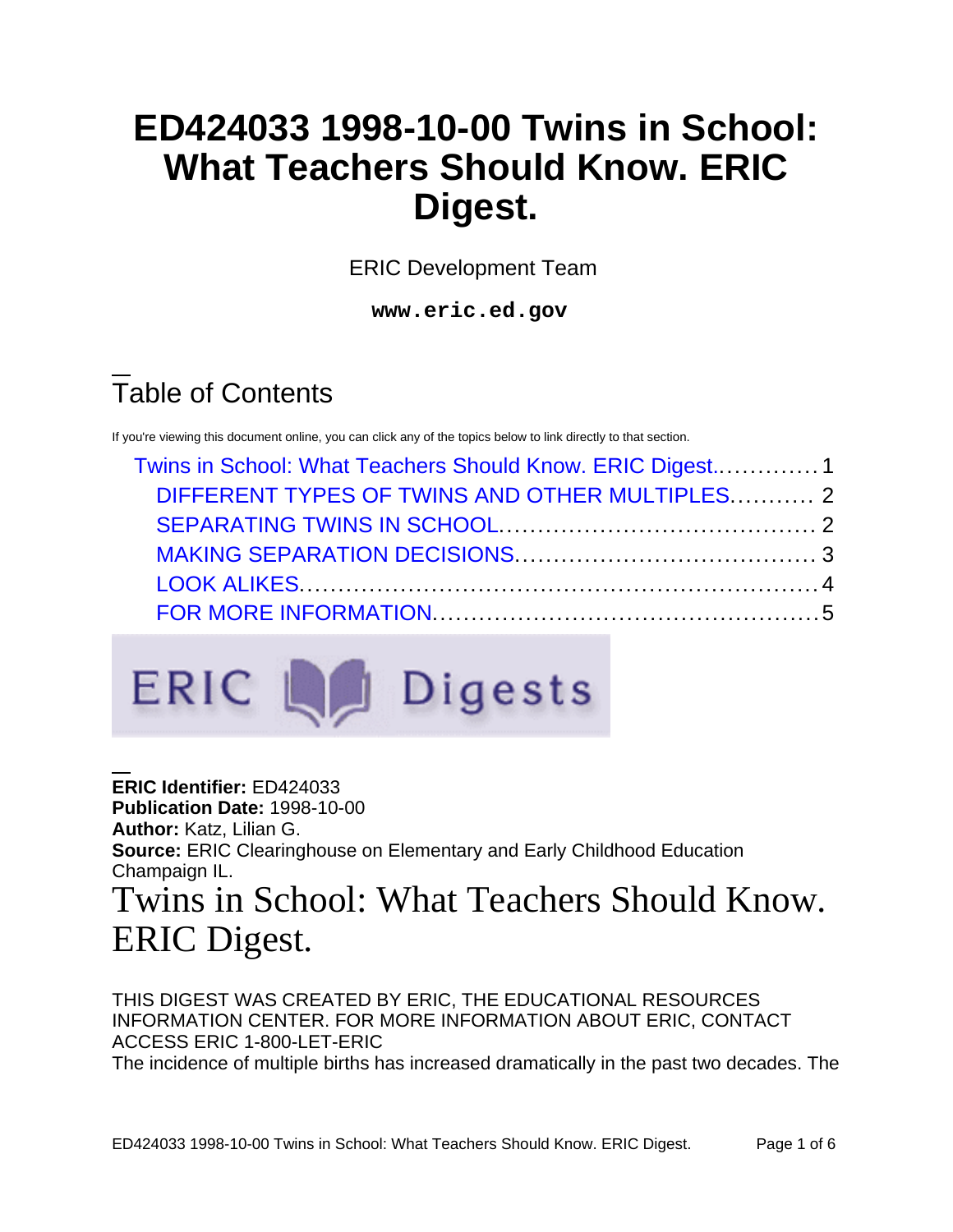# ED424033 1998-10-00 Twins in School: What Teachers Should Know. ERIC Digest.

ERIC Development Team

**www.eric.ed.gov**

## Table of Contents

If you're viewing this document online, you can click any of the topics below to link directly to that section.

- Twins in School: What Teachers Should Know. ERIC Digest.............1
  - DIFFERENT TYPES OF TWINS AND OTHER MULTIPLES.......... 2
  - SEPARATING TWINS IN SCHOOL........................................ 2
  - MAKING SEPARATION DECISIONS...................................... 3
  - LOOK ALIKES.................................................................4
  - FOR MORE INFORMATION.................................................5

**ERIC Identifier:** ED424033
**Publication Date:** 1998-10-00
**Author:** Katz, Lilian G.
**Source:** ERIC Clearinghouse on Elementary and Early Childhood Education Champaign IL.

# Twins in School: What Teachers Should Know. ERIC Digest.

THIS DIGEST WAS CREATED BY ERIC, THE EDUCATIONAL RESOURCES INFORMATION CENTER. FOR MORE INFORMATION ABOUT ERIC, CONTACT ACCESS ERIC 1-800-LET-ERIC

The incidence of multiple births has increased dramatically in the past two decades. The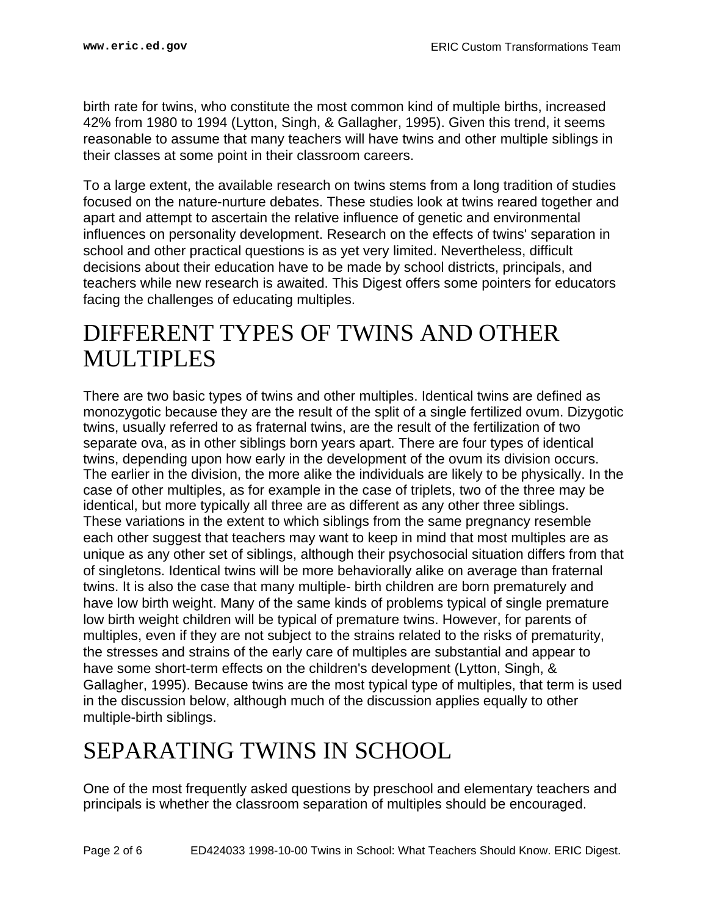birth rate for twins, who constitute the most common kind of multiple births, increased 42% from 1980 to 1994 (Lytton, Singh, & Gallagher, 1995). Given this trend, it seems reasonable to assume that many teachers will have twins and other multiple siblings in their classes at some point in their classroom careers.

To a large extent, the available research on twins stems from a long tradition of studies focused on the nature-nurture debates. These studies look at twins reared together and apart and attempt to ascertain the relative influence of genetic and environmental influences on personality development. Research on the effects of twins' separation in school and other practical questions is as yet very limited. Nevertheless, difficult decisions about their education have to be made by school districts, principals, and teachers while new research is awaited. This Digest offers some pointers for educators facing the challenges of educating multiples.

# DIFFERENT TYPES OF TWINS AND OTHER MULTIPLES

There are two basic types of twins and other multiples. Identical twins are defined as monozygotic because they are the result of the split of a single fertilized ovum. Dizygotic twins, usually referred to as fraternal twins, are the result of the fertilization of two separate ova, as in other siblings born years apart. There are four types of identical twins, depending upon how early in the development of the ovum its division occurs. The earlier in the division, the more alike the individuals are likely to be physically. In the case of other multiples, as for example in the case of triplets, two of the three may be identical, but more typically all three are as different as any other three siblings.
These variations in the extent to which siblings from the same pregnancy resemble each other suggest that teachers may want to keep in mind that most multiples are as unique as any other set of siblings, although their psychosocial situation differs from that of singletons. Identical twins will be more behaviorally alike on average than fraternal twins. It is also the case that many multiple- birth children are born prematurely and have low birth weight. Many of the same kinds of problems typical of single premature low birth weight children will be typical of premature twins. However, for parents of multiples, even if they are not subject to the strains related to the risks of prematurity, the stresses and strains of the early care of multiples are substantial and appear to have some short-term effects on the children's development (Lytton, Singh, & Gallagher, 1995). Because twins are the most typical type of multiples, that term is used in the discussion below, although much of the discussion applies equally to other multiple-birth siblings.

# SEPARATING TWINS IN SCHOOL

One of the most frequently asked questions by preschool and elementary teachers and principals is whether the classroom separation of multiples should be encouraged.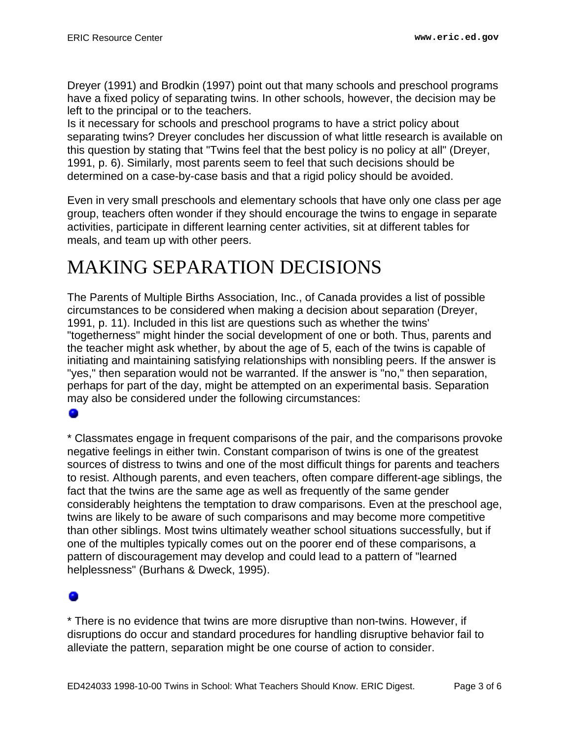Dreyer (1991) and Brodkin (1997) point out that many schools and preschool programs have a fixed policy of separating twins. In other schools, however, the decision may be left to the principal or to the teachers.
Is it necessary for schools and preschool programs to have a strict policy about separating twins? Dreyer concludes her discussion of what little research is available on this question by stating that "Twins feel that the best policy is no policy at all" (Dreyer, 1991, p. 6). Similarly, most parents seem to feel that such decisions should be determined on a case-by-case basis and that a rigid policy should be avoided.

Even in very small preschools and elementary schools that have only one class per age group, teachers often wonder if they should encourage the twins to engage in separate activities, participate in different learning center activities, sit at different tables for meals, and team up with other peers.

# MAKING SEPARATION DECISIONS

The Parents of Multiple Births Association, Inc., of Canada provides a list of possible circumstances to be considered when making a decision about separation (Dreyer, 1991, p. 11). Included in this list are questions such as whether the twins' "togetherness" might hinder the social development of one or both. Thus, parents and the teacher might ask whether, by about the age of 5, each of the twins is capable of initiating and maintaining satisfying relationships with nonsibling peers. If the answer is "yes," then separation would not be warranted. If the answer is "no," then separation, perhaps for part of the day, might be attempted on an experimental basis. Separation may also be considered under the following circumstances:

- * Classmates engage in frequent comparisons of the pair, and the comparisons provoke negative feelings in either twin. Constant comparison of twins is one of the greatest sources of distress to twins and one of the most difficult things for parents and teachers to resist. Although parents, and even teachers, often compare different-age siblings, the fact that the twins are the same age as well as frequently of the same gender considerably heightens the temptation to draw comparisons. Even at the preschool age, twins are likely to be aware of such comparisons and may become more competitive than other siblings. Most twins ultimately weather school situations successfully, but if one of the multiples typically comes out on the poorer end of these comparisons, a pattern of discouragement may develop and could lead to a pattern of "learned helplessness" (Burhans & Dweck, 1995).

- * There is no evidence that twins are more disruptive than non-twins. However, if disruptions do occur and standard procedures for handling disruptive behavior fail to alleviate the pattern, separation might be one course of action to consider.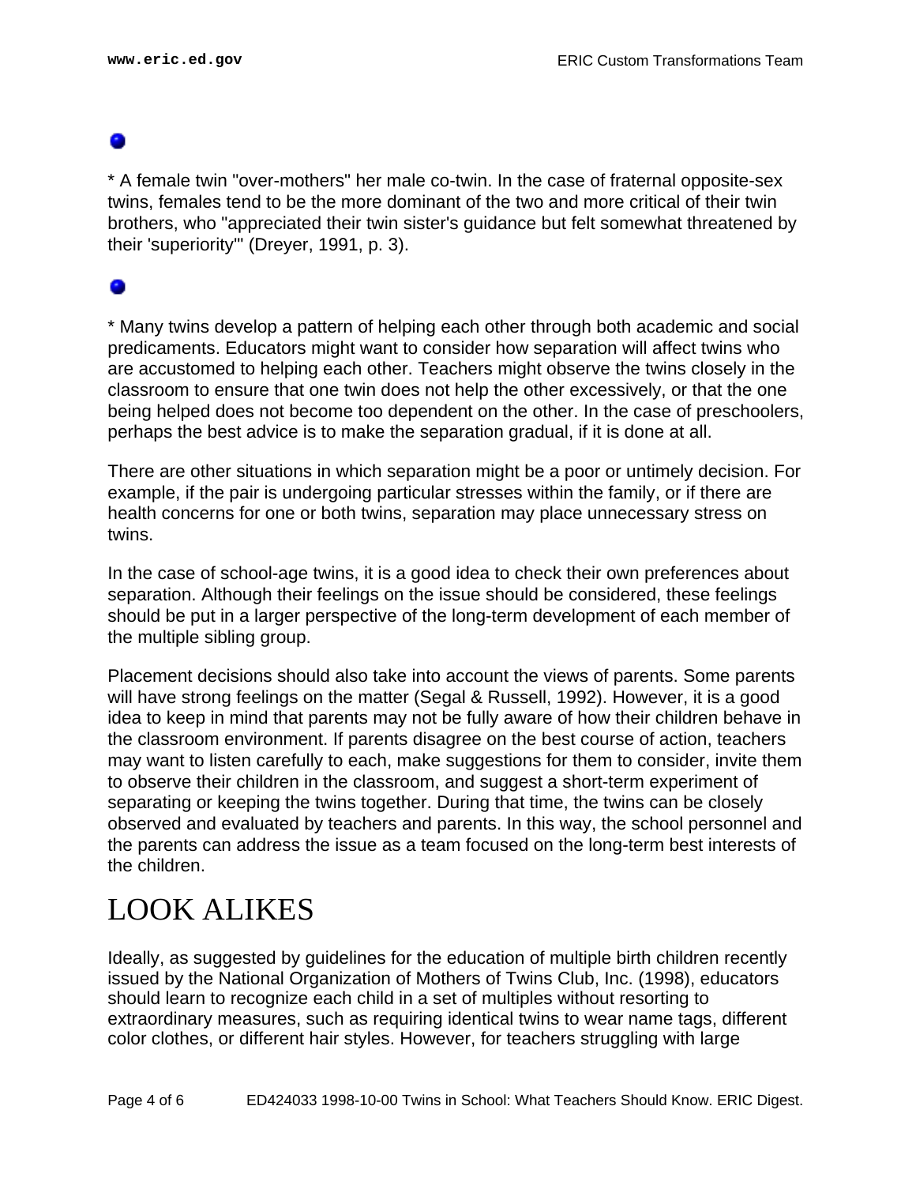* A female twin "over-mothers" her male co-twin. In the case of fraternal opposite-sex twins, females tend to be the more dominant of the two and more critical of their twin brothers, who "appreciated their twin sister's guidance but felt somewhat threatened by their 'superiority'" (Dreyer, 1991, p. 3).

* Many twins develop a pattern of helping each other through both academic and social predicaments. Educators might want to consider how separation will affect twins who are accustomed to helping each other. Teachers might observe the twins closely in the classroom to ensure that one twin does not help the other excessively, or that the one being helped does not become too dependent on the other. In the case of preschoolers, perhaps the best advice is to make the separation gradual, if it is done at all.

There are other situations in which separation might be a poor or untimely decision. For example, if the pair is undergoing particular stresses within the family, or if there are health concerns for one or both twins, separation may place unnecessary stress on twins.

In the case of school-age twins, it is a good idea to check their own preferences about separation. Although their feelings on the issue should be considered, these feelings should be put in a larger perspective of the long-term development of each member of the multiple sibling group.

Placement decisions should also take into account the views of parents. Some parents will have strong feelings on the matter (Segal & Russell, 1992). However, it is a good idea to keep in mind that parents may not be fully aware of how their children behave in the classroom environment. If parents disagree on the best course of action, teachers may want to listen carefully to each, make suggestions for them to consider, invite them to observe their children in the classroom, and suggest a short-term experiment of separating or keeping the twins together. During that time, the twins can be closely observed and evaluated by teachers and parents. In this way, the school personnel and the parents can address the issue as a team focused on the long-term best interests of the children.

# LOOK ALIKES

Ideally, as suggested by guidelines for the education of multiple birth children recently issued by the National Organization of Mothers of Twins Club, Inc. (1998), educators should learn to recognize each child in a set of multiples without resorting to extraordinary measures, such as requiring identical twins to wear name tags, different color clothes, or different hair styles. However, for teachers struggling with large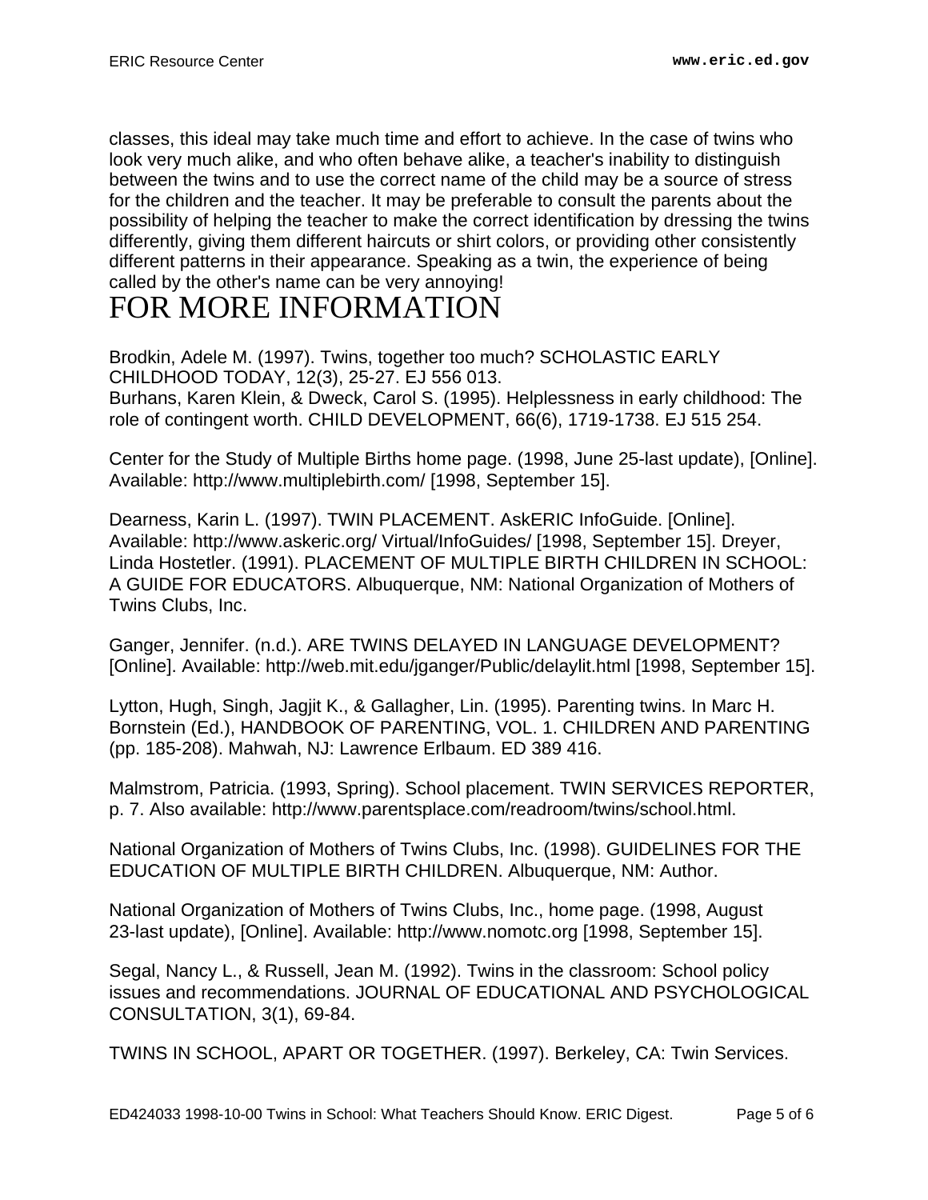classes, this ideal may take much time and effort to achieve. In the case of twins who look very much alike, and who often behave alike, a teacher's inability to distinguish between the twins and to use the correct name of the child may be a source of stress for the children and the teacher. It may be preferable to consult the parents about the possibility of helping the teacher to make the correct identification by dressing the twins differently, giving them different haircuts or shirt colors, or providing other consistently different patterns in their appearance. Speaking as a twin, the experience of being called by the other's name can be very annoying!

# FOR MORE INFORMATION

Brodkin, Adele M. (1997). Twins, together too much? SCHOLASTIC EARLY CHILDHOOD TODAY, 12(3), 25-27. EJ 556 013.
Burhans, Karen Klein, & Dweck, Carol S. (1995). Helplessness in early childhood: The role of contingent worth. CHILD DEVELOPMENT, 66(6), 1719-1738. EJ 515 254.

Center for the Study of Multiple Births home page. (1998, June 25-last update), [Online]. Available: http://www.multiplebirth.com/ [1998, September 15].

Dearness, Karin L. (1997). TWIN PLACEMENT. AskERIC InfoGuide. [Online]. Available: http://www.askeric.org/ Virtual/InfoGuides/ [1998, September 15]. Dreyer, Linda Hostetler. (1991). PLACEMENT OF MULTIPLE BIRTH CHILDREN IN SCHOOL: A GUIDE FOR EDUCATORS. Albuquerque, NM: National Organization of Mothers of Twins Clubs, Inc.

Ganger, Jennifer. (n.d.). ARE TWINS DELAYED IN LANGUAGE DEVELOPMENT? [Online]. Available: http://web.mit.edu/jganger/Public/delaylit.html [1998, September 15].

Lytton, Hugh, Singh, Jagjit K., & Gallagher, Lin. (1995). Parenting twins. In Marc H. Bornstein (Ed.), HANDBOOK OF PARENTING, VOL. 1. CHILDREN AND PARENTING (pp. 185-208). Mahwah, NJ: Lawrence Erlbaum. ED 389 416.

Malmstrom, Patricia. (1993, Spring). School placement. TWIN SERVICES REPORTER, p. 7. Also available: http://www.parentsplace.com/readroom/twins/school.html.

National Organization of Mothers of Twins Clubs, Inc. (1998). GUIDELINES FOR THE EDUCATION OF MULTIPLE BIRTH CHILDREN. Albuquerque, NM: Author.

National Organization of Mothers of Twins Clubs, Inc., home page. (1998, August 23-last update), [Online]. Available: http://www.nomotc.org [1998, September 15].

Segal, Nancy L., & Russell, Jean M. (1992). Twins in the classroom: School policy issues and recommendations. JOURNAL OF EDUCATIONAL AND PSYCHOLOGICAL CONSULTATION, 3(1), 69-84.

TWINS IN SCHOOL, APART OR TOGETHER. (1997). Berkeley, CA: Twin Services.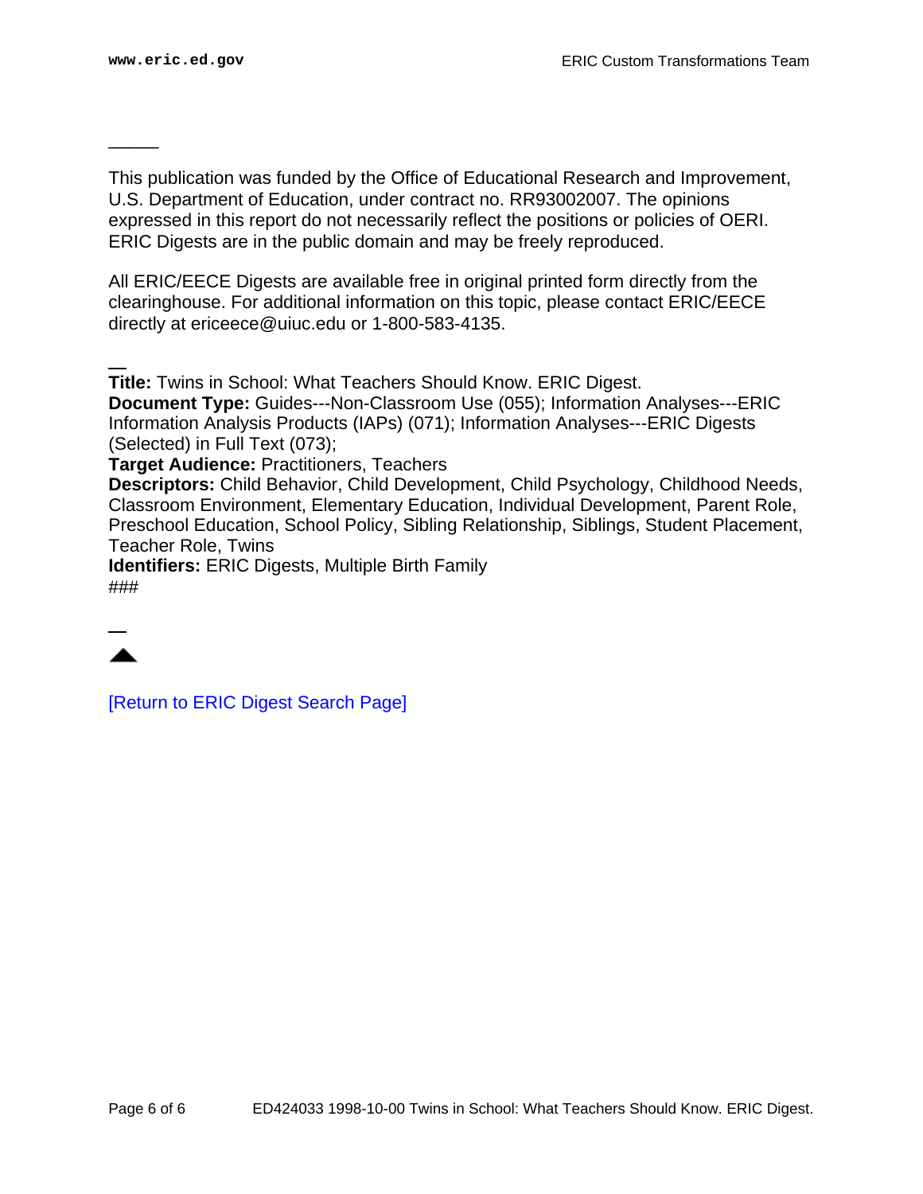-----

This publication was funded by the Office of Educational Research and Improvement, U.S. Department of Education, under contract no. RR93002007. The opinions expressed in this report do not necessarily reflect the positions or policies of OERI. ERIC Digests are in the public domain and may be freely reproduced.

All ERIC/EECE Digests are available free in original printed form directly from the clearinghouse. For additional information on this topic, please contact ERIC/EECE directly at ericeece@uiuc.edu or 1-800-583-4135.

**Title:** Twins in School: What Teachers Should Know. ERIC Digest.
**Document Type:** Guides---Non-Classroom Use (055); Information Analyses---ERIC Information Analysis Products (IAPs) (071); Information Analyses---ERIC Digests (Selected) in Full Text (073);
**Target Audience:** Practitioners, Teachers
**Descriptors:** Child Behavior, Child Development, Child Psychology, Childhood Needs, Classroom Environment, Elementary Education, Individual Development, Parent Role, Preschool Education, School Policy, Sibling Relationship, Siblings, Student Placement, Teacher Role, Twins
**Identifiers:** ERIC Digests, Multiple Birth Family
###

[Return to ERIC Digest Search Page]